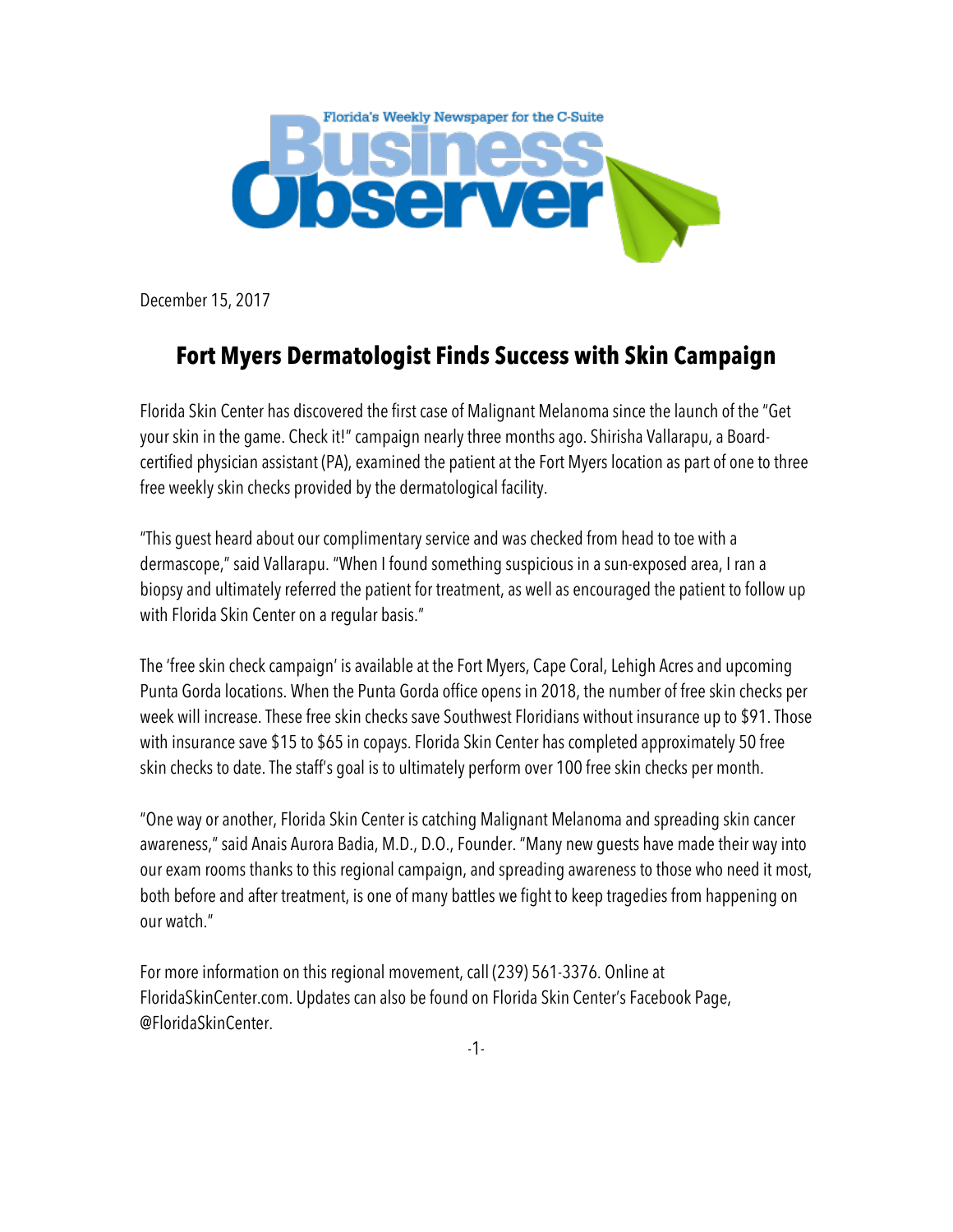Florida's Weekly Newspaper for the C-Suite

Business Observer

December 15, 2017

# Fort Myers Dermatologist Finds Success with Skin Campaign

Florida Skin Center has discovered the first case of Malignant Melanoma since the launch of the "Get your skin in the game. Check it!" campaign nearly three months ago. Shirisha Vallarapu, a Board-certified physician assistant (PA), examined the patient at the Fort Myers location as part of one to three free weekly skin checks provided by the dermatological facility.

"This guest heard about our complimentary service and was checked from head to toe with a dermascope," said Vallarapu. "When I found something suspicious in a sun-exposed area, I ran a biopsy and ultimately referred the patient for treatment, as well as encouraged the patient to follow up with Florida Skin Center on a regular basis."

The 'free skin check campaign' is available at the Fort Myers, Cape Coral, Lehigh Acres and upcoming Punta Gorda locations. When the Punta Gorda office opens in 2018, the number of free skin checks per week will increase. These free skin checks save Southwest Floridians without insurance up to $91. Those with insurance save $15 to $65 in copays. Florida Skin Center has completed approximately 50 free skin checks to date. The staff's goal is to ultimately perform over 100 free skin checks per month.

"One way or another, Florida Skin Center is catching Malignant Melanoma and spreading skin cancer awareness," said Anais Aurora Badia, M.D., D.O., Founder. "Many new guests have made their way into our exam rooms thanks to this regional campaign, and spreading awareness to those who need it most, both before and after treatment, is one of many battles we fight to keep tragedies from happening on our watch."

For more information on this regional movement, call (239) 561-3376. Online at FloridaSkinCenter.com. Updates can also be found on Florida Skin Center's Facebook Page, @FloridaSkinCenter.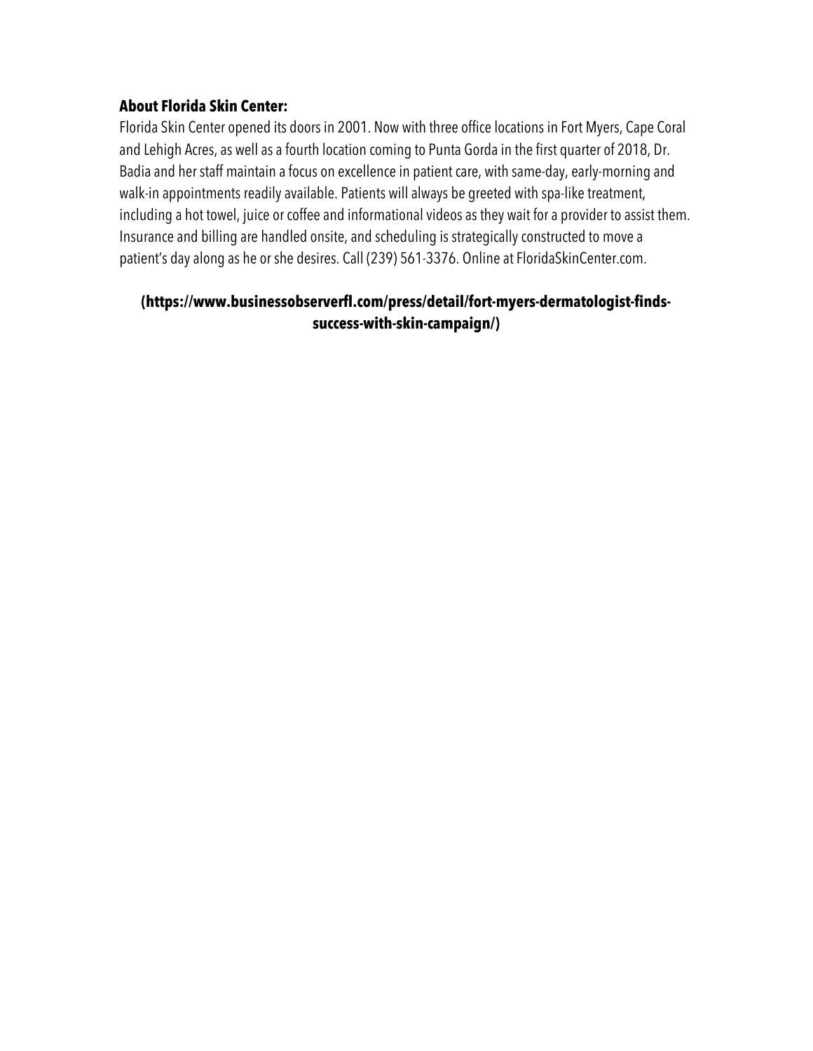**About Florida Skin Center:**

Florida Skin Center opened its doors in 2001. Now with three office locations in Fort Myers, Cape Coral and Lehigh Acres, as well as a fourth location coming to Punta Gorda in the first quarter of 2018, Dr. Badia and her staff maintain a focus on excellence in patient care, with same-day, early-morning and walk-in appointments readily available. Patients will always be greeted with spa-like treatment, including a hot towel, juice or coffee and informational videos as they wait for a provider to assist them. Insurance and billing are handled onsite, and scheduling is strategically constructed to move a patient's day along as he or she desires. Call (239) 561-3376. Online at FloridaSkinCenter.com.

**(https://www.businessobserverfl.com/press/detail/fort-myers-dermatologist-finds-success-with-skin-campaign/)**